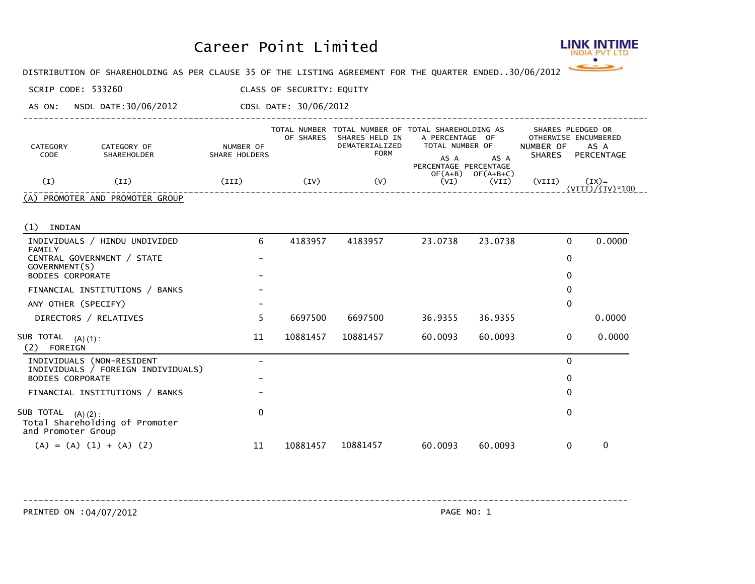# Career Point Limited

LINK INTIME INDIA PVT LTD

DISTRIBUTION OF SHAREHOLDING AS PER CLAUSE 35 OF THE LISTING AGREEMENT FOR THE QUARTER ENDED..30/06/2012

SCRIP CODE: 533260 CLASS OF SECURITY: EQUITY

AS ON: NSDL DATE:30/06/2012 CDSL DATE: 30/06/2012

| CATEGORY CODE | CATEGORY OF SHAREHOLDER | NUMBER OF SHARE HOLDERS | TOTAL NUMBER OF SHARES | TOTAL NUMBER OF SHARES HELD IN DEMATERIALIZED FORM | TOTAL SHAREHOLDING AS A PERCENTAGE OF TOTAL NUMBER OF | | SHARES PLEDGED OR OTHERWISE ENCUMBERED | |
|---|---|---|---|---|---|---|---|---|
| | | | | | AS A PERCENTAGE OF(A+B) | AS A PERCENTAGE OF(A+B+C) | NUMBER OF SHARES | AS A PERCENTAGE |
| (I) | (II) | (III) | (IV) | (V) | (VI) | (VII) | (VIII) | (IX)= (VIII)/(IV)*100 |
| (A) | PROMOTER AND PROMOTER GROUP | | | | | | | |
| (1) | INDIAN | | | | | | | |
| | INDIVIDUALS / HINDU UNDIVIDED FAMILY | 6 | 4183957 | 4183957 | 23.0738 | 23.0738 | 0 | 0.0000 |
| | CENTRAL GOVERNMENT / STATE GOVERNMENT(S) | - | | | | | 0 | |
| | BODIES CORPORATE | - | | | | | 0 | |
| | FINANCIAL INSTITUTIONS / BANKS | - | | | | | 0 | |
| | ANY OTHER (SPECIFY) | - | | | | | 0 | |
| | DIRECTORS / RELATIVES | 5 | 6697500 | 6697500 | 36.9355 | 36.9355 | | 0.0000 |
| | SUB TOTAL (A)(1): | 11 | 10881457 | 10881457 | 60.0093 | 60.0093 | 0 | 0.0000 |
| (2) | FOREIGN | | | | | | | |
| | INDIVIDUALS (NON-RESIDENT INDIVIDUALS / FOREIGN INDIVIDUALS) | - | | | | | 0 | |
| | BODIES CORPORATE | - | | | | | 0 | |
| | FINANCIAL INSTITUTIONS / BANKS | - | | | | | 0 | |
| | SUB TOTAL (A)(2): | 0 | | | | | 0 | |
| | Total Shareholding of Promoter and Promoter Group (A) = (A) (1) + (A) (2) | 11 | 10881457 | 10881457 | 60.0093 | 60.0093 | 0 | 0 |

PRINTED ON :04/07/2012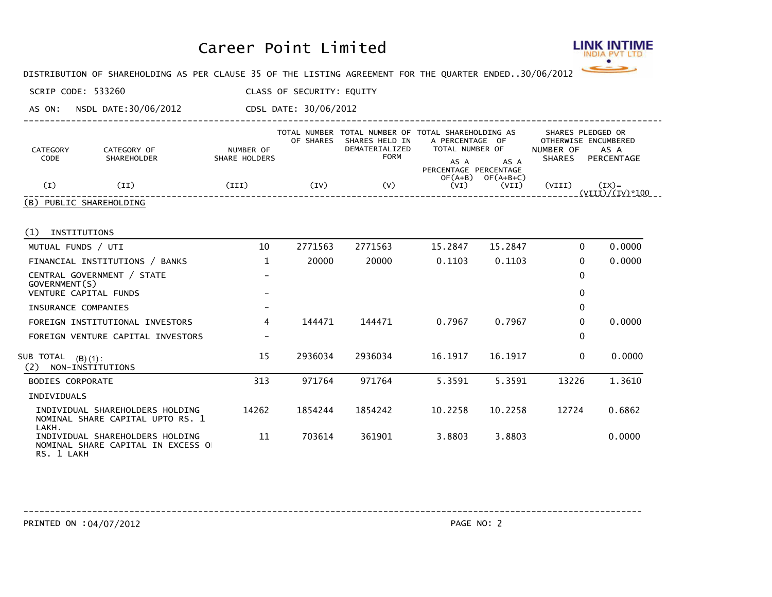# Career Point Limited

DISTRIBUTION OF SHAREHOLDING AS PER CLAUSE 35 OF THE LISTING AGREEMENT FOR THE QUARTER ENDED..30/06/2012

SCRIP CODE: 533260 CLASS OF SECURITY: EQUITY

AS ON: NSDL DATE:30/06/2012 CDSL DATE: 30/06/2012

| CATEGORY CODE | CATEGORY OF SHAREHOLDER | NUMBER OF SHARE HOLDERS | TOTAL NUMBER OF SHARES | TOTAL NUMBER OF SHARES HELD IN DEMATERIALIZED FORM | TOTAL SHAREHOLDING AS A PERCENTAGE OF TOTAL NUMBER OF | | SHARES PLEDGED OR OTHERWISE ENCUMBERED | |
|---|---|---|---|---|---|---|---|---|
| | | | | | AS A PERCENTAGE OF(A+B) | AS A PERCENTAGE OF(A+B+C) | NUMBER OF SHARES | AS A PERCENTAGE |
| (I) | (II) | (III) | (IV) | (V) | (VI) | (VII) | (VIII) | (IX)= (VIII)/(IV)*100 |
| (B) PUBLIC SHAREHOLDING | | | | | | | | |
| (1) INSTITUTIONS | | | | | | | | |
| | MUTUAL FUNDS / UTI | 10 | 2771563 | 2771563 | 15.2847 | 15.2847 | 0 | 0.0000 |
| | FINANCIAL INSTITUTIONS / BANKS | 1 | 20000 | 20000 | 0.1103 | 0.1103 | 0 | 0.0000 |
| | CENTRAL GOVERNMENT / STATE GOVERNMENT(S) | - | | | | | 0 | |
| | VENTURE CAPITAL FUNDS | - | | | | | 0 | |
| | INSURANCE COMPANIES | - | | | | | 0 | |
| | FOREIGN INSTITUTIONAL INVESTORS | 4 | 144471 | 144471 | 0.7967 | 0.7967 | 0 | 0.0000 |
| | FOREIGN VENTURE CAPITAL INVESTORS | - | | | | | 0 | |
| SUB TOTAL (B)(1): | | 15 | 2936034 | 2936034 | 16.1917 | 16.1917 | 0 | 0.0000 |
| (2) NON-INSTITUTIONS | | | | | | | | |
| | BODIES CORPORATE | 313 | 971764 | 971764 | 5.3591 | 5.3591 | 13226 | 1.3610 |
| | INDIVIDUALS | | | | | | | |
| | INDIVIDUAL SHAREHOLDERS HOLDING NOMINAL SHARE CAPITAL UPTO RS. 1 LAKH. | 14262 | 1854244 | 1854242 | 10.2258 | 10.2258 | 12724 | 0.6862 |
| | INDIVIDUAL SHAREHOLDERS HOLDING NOMINAL SHARE CAPITAL IN EXCESS OF RS. 1 LAKH | 11 | 703614 | 361901 | 3.8803 | 3.8803 | | 0.0000 |

PRINTED ON : 04/07/2012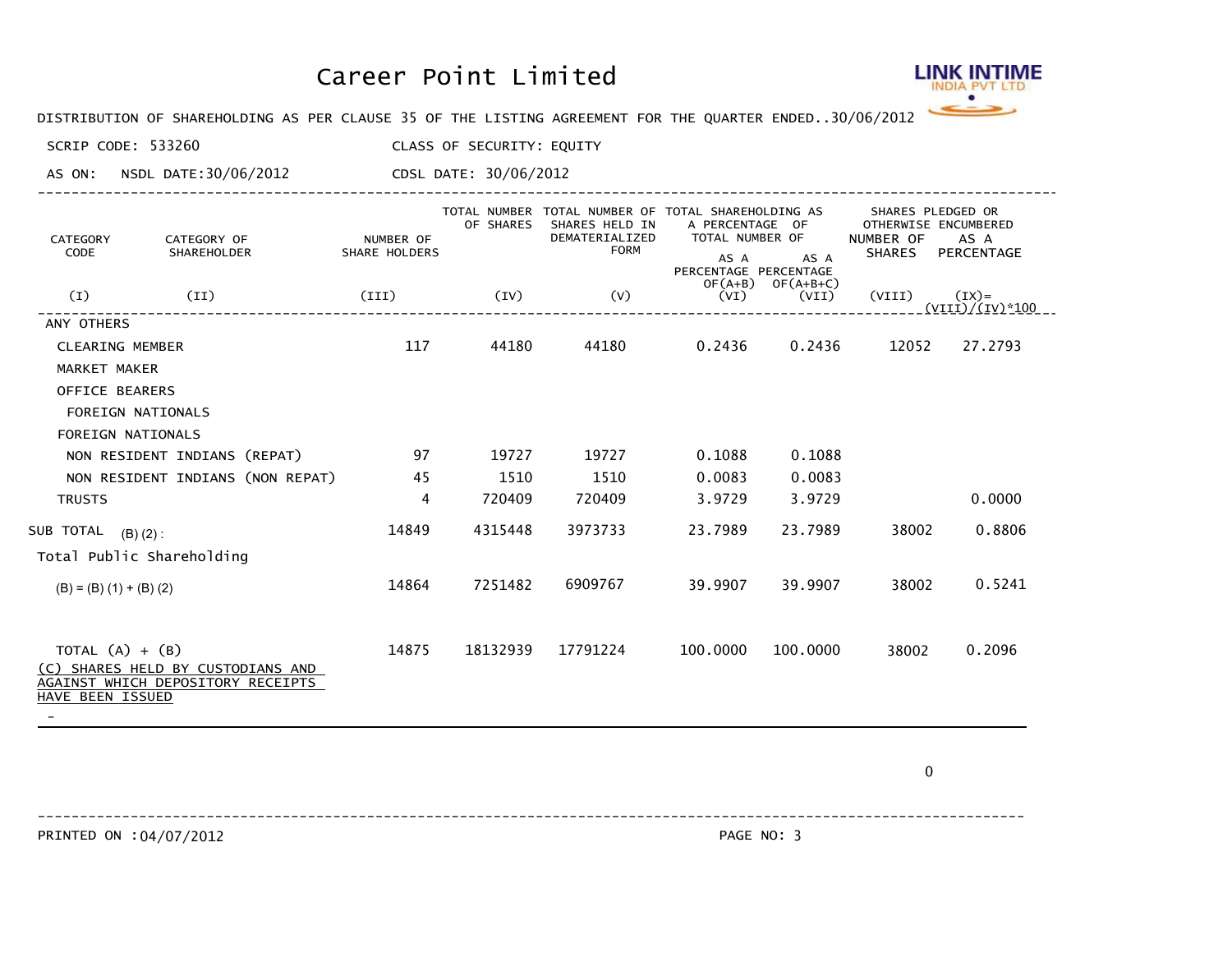# Career Point Limited

LINK INTIME INDIA PVT LTD

DISTRIBUTION OF SHAREHOLDING AS PER CLAUSE 35 OF THE LISTING AGREEMENT FOR THE QUARTER ENDED..30/06/2012

SCRIP CODE: 533260 CLASS OF SECURITY: EQUITY

AS ON: NSDL DATE:30/06/2012 CDSL DATE: 30/06/2012

| CATEGORY CODE | CATEGORY OF SHAREHOLDER | NUMBER OF SHARE HOLDERS | TOTAL NUMBER OF SHARES | TOTAL NUMBER OF SHARES HELD IN DEMATERIALIZED FORM | TOTAL SHAREHOLDING AS A PERCENTAGE OF TOTAL NUMBER OF | | SHARES PLEDGED OR OTHERWISE ENCUMBERED | |
|---|---|---|---|---|---|---|---|---|
| | | | | | AS A PERCENTAGE OF(A+B) | AS A PERCENTAGE OF(A+B+C) | NUMBER OF SHARES | AS A PERCENTAGE |
| (I) | (II) | (III) | (IV) | (V) | (VI) | (VII) | (VIII) | (IX)= (VIII)/(IV)*100 |
| | ANY OTHERS | | | | | | | |
| | CLEARING MEMBER | 117 | 44180 | 44180 | 0.2436 | 0.2436 | 12052 | 27.2793 |
| | MARKET MAKER | | | | | | | |
| | OFFICE BEARERS | | | | | | | |
| | FOREIGN NATIONALS | | | | | | | |
| | FOREIGN NATIONALS | | | | | | | |
| | NON RESIDENT INDIANS (REPAT) | 97 | 19727 | 19727 | 0.1088 | 0.1088 | | |
| | NON RESIDENT INDIANS (NON REPAT) | 45 | 1510 | 1510 | 0.0083 | 0.0083 | | |
| | TRUSTS | 4 | 720409 | 720409 | 3.9729 | 3.9729 | | 0.0000 |
| SUB TOTAL (B) (2) : | | 14849 | 4315448 | 3973733 | 23.7989 | 23.7989 | 38002 | 0.8806 |
| Total Public Shareholding (B) = (B) (1) + (B) (2) | | 14864 | 7251482 | 6909767 | 39.9907 | 39.9907 | 38002 | 0.5241 |
| TOTAL (A) + (B) | | 14875 | 18132939 | 17791224 | 100.0000 | 100.0000 | 38002 | 0.2096 |
| (C) SHARES HELD BY CUSTODIANS AND AGAINST WHICH DEPOSITORY RECEIPTS HAVE BEEN ISSUED | | | | | | | | |
| - | | | | | | | | |
| | | | | | | | 0 | |

PRINTED ON : 04/07/2012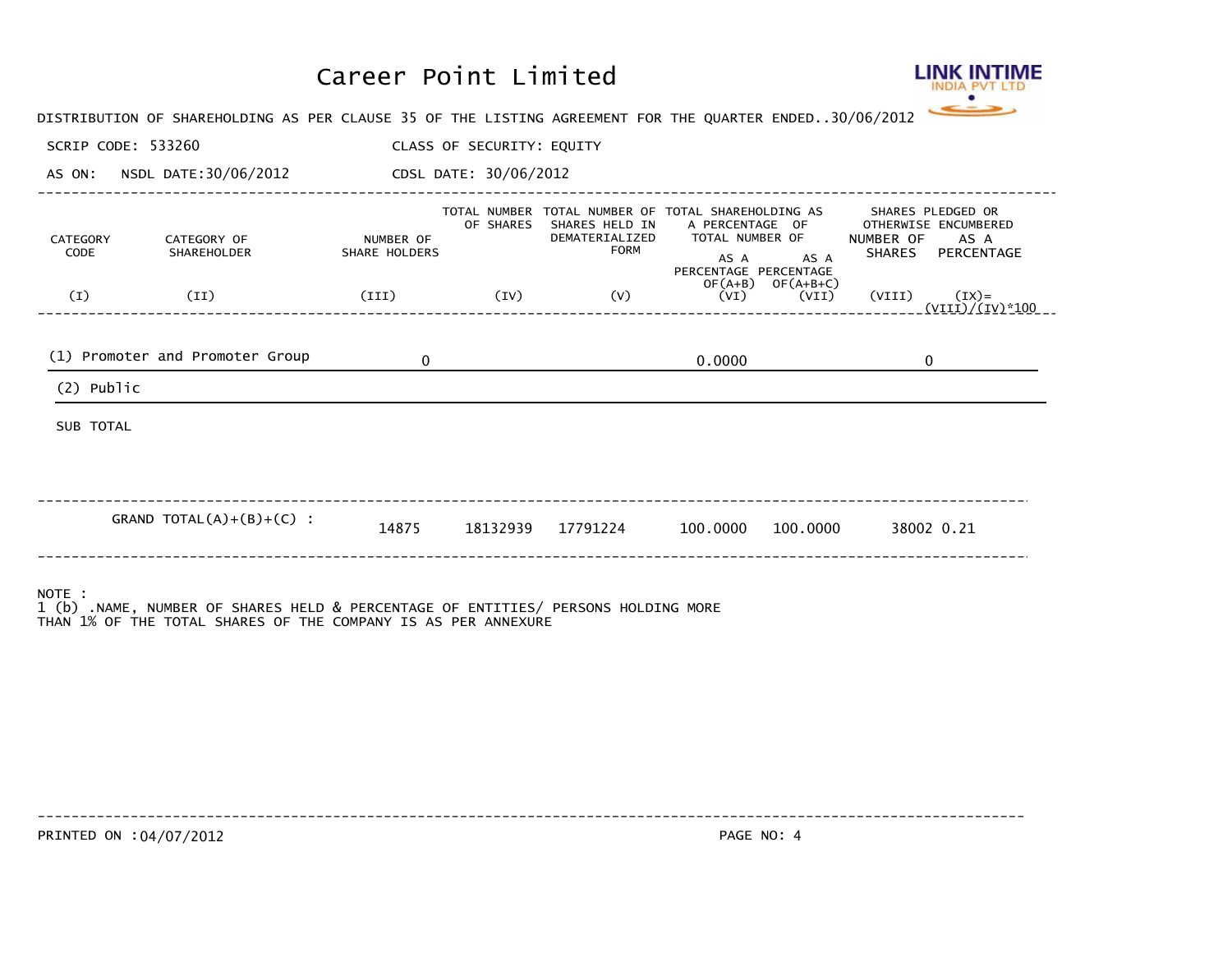# Career Point Limited

DISTRIBUTION OF SHAREHOLDING AS PER CLAUSE 35 OF THE LISTING AGREEMENT FOR THE QUARTER ENDED..30/06/2012

SCRIP CODE: 533260 CLASS OF SECURITY: EQUITY

AS ON: NSDL DATE:30/06/2012 CDSL DATE: 30/06/2012

| CATEGORY CODE | CATEGORY OF SHAREHOLDER | NUMBER OF SHARE HOLDERS | TOTAL NUMBER OF SHARES | TOTAL NUMBER OF SHARES HELD IN DEMATERIALIZED FORM | TOTAL SHAREHOLDING AS A PERCENTAGE OF TOTAL NUMBER OF | | SHARES PLEDGED OR OTHERWISE ENCUMBERED | |
|---|---|---|---|---|---|---|---|---|
| | | | | | AS A PERCENTAGE OF(A+B) | AS A PERCENTAGE OF(A+B+C) | NUMBER OF SHARES | AS A PERCENTAGE |
| (I) | (II) | (III) | (IV) | (V) | (VI) | (VII) | (VIII) | (IX)= (VIII)/(IV)*100 |
| | (1) Promoter and Promoter Group | 0 | | | 0.0000 | | 0 | |
| | (2) Public | | | | | | | |
| | SUB TOTAL | | | | | | | |
| | GRAND TOTAL(A)+(B)+(C) : | 14875 | 18132939 | 17791224 | 100.0000 | 100.0000 | 38002 | 0.21 |

NOTE :
1 (b) .NAME, NUMBER OF SHARES HELD & PERCENTAGE OF ENTITIES/ PERSONS HOLDING MORE THAN 1% OF THE TOTAL SHARES OF THE COMPANY IS AS PER ANNEXURE

PRINTED ON :04/07/2012